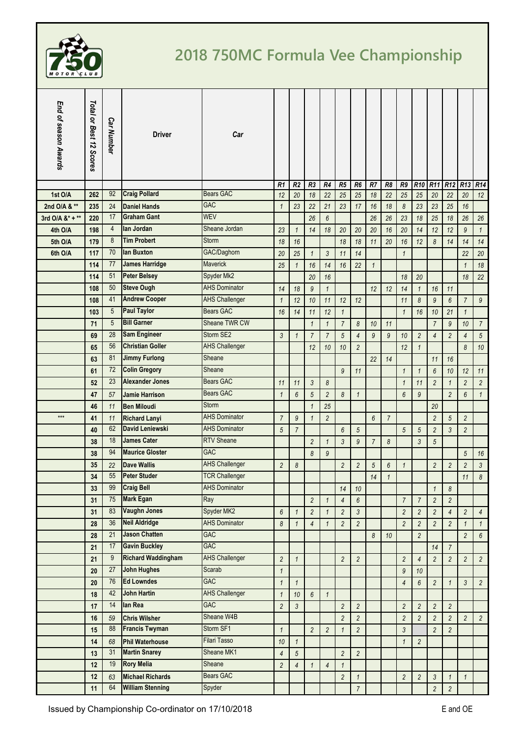# 2018 750MC Formula Vee Championship

| End of season Awards | Total or Best 12 Scores | Car Number | Driver | Car | R1 | R2 | R3 | R4 | R5 | R6 | R7 | R8 | R9 | R10 | R11 | R12 | R13 | R14 |
|---|---|---|---|---|---|---|---|---|---|---|---|---|---|---|---|---|---|---|
| 1st O/A | 262 | 92 | **Craig Pollard** | Bears GAC | 12 | 20 | 18 | 22 | 25 | 25 | 18 | 22 | 25 | 25 | 20 | 22 | 20 | 12 |
| 2nd O/A & ** | 235 | 24 | **Daniel Hands** | GAC | 1 | 23 | 22 | 21 | 23 | 17 | 16 | 18 | 8 | 23 | 23 | 25 | 16 | |
| 3rd O/A &* + ** | 220 | 17 | **Graham Gant** | WEV | | | 26 | 6 | | | 26 | 26 | 23 | 18 | 25 | 18 | 26 | 26 |
| 4th O/A | 198 | 4 | **Ian Jordan** | Sheane Jordan | 23 | 1 | 14 | 18 | 20 | 20 | 20 | 16 | 20 | 14 | 12 | 12 | 9 | 1 |
| 5th O/A | 179 | 8 | **Tim Probert** | Storm | 18 | 16 | | | 18 | 18 | 11 | 20 | 16 | 12 | 8 | 14 | 14 | 14 |
| 6th O/A | 117 | 70 | **Ian Buxton** | GAC/Daghorn | 20 | 25 | 1 | 3 | 11 | 14 | | | 1 | | | | 22 | 20 |
| | 114 | 77 | **James Harridge** | Maverick | 25 | 1 | 16 | 14 | 16 | 22 | 1 | | | | | | 1 | 18 |
| | 114 | 51 | **Peter Belsey** | Spyder Mk2 | | | 20 | 16 | | | | | 18 | 20 | | | 18 | 22 |
| | 108 | 50 | **Steve Ough** | AHS Dominator | 14 | 18 | 9 | 1 | | | 12 | 12 | 14 | 1 | 16 | 11 | | |
| | 108 | 41 | **Andrew Cooper** | AHS Challenger | 1 | 12 | 10 | 11 | 12 | 12 | | | 11 | 8 | 9 | 6 | 7 | 9 |
| | 103 | 5 | **Paul Taylor** | Bears GAC | 16 | 14 | 11 | 12 | 1 | | | | 1 | 16 | 10 | 21 | 1 | |
| | 71 | 5 | **Bill Garner** | Sheane TWR CW | | | 1 | 1 | 7 | 8 | 10 | 11 | | | 7 | 9 | 10 | 7 |
| | 69 | 28 | **Sam Engineer** | Storm SE2 | 3 | 1 | 7 | 7 | 5 | 4 | 9 | 9 | 10 | 2 | 4 | 2 | 4 | 5 |
| | 65 | 56 | **Christian Goller** | AHS Challenger | | | 12 | 10 | 10 | 2 | | | 12 | 1 | | | 8 | 10 |
| | 63 | 81 | **Jimmy Furlong** | Sheane | | | | | | | 22 | 14 | | | 11 | 16 | | |
| | 61 | 72 | **Colin Gregory** | Sheane | | | | | 9 | 11 | | | 1 | 1 | 6 | 10 | 12 | 11 |
| | 52 | 23 | **Alexander Jones** | Bears GAC | 11 | 11 | 3 | 8 | | | | | 1 | 11 | 2 | 1 | 2 | 2 |
| | 47 | 57 | **Jamie Harrison** | Bears GAC | 1 | 6 | 5 | 2 | 8 | 1 | | | 6 | 9 | | 2 | 6 | 1 |
| | 46 | 11 | **Ben Miloudi** | Storm | | | 1 | 25 | | | | | | | 20 | | | |
| *** | 41 | 11 | **Richard Lanyi** | AHS Dominator | 7 | 9 | 1 | 2 | | | 6 | 7 | | | 2 | 5 | 2 | |
| | 40 | 62 | **David Leniewski** | AHS Dominator | 5 | 7 | | | 6 | 5 | | | 5 | 5 | 2 | 3 | 2 | |
| | 38 | 18 | **James Cater** | RTV Sheane | | | 2 | 1 | 3 | 9 | 7 | 8 | | 3 | 5 | | | |
| | 38 | 94 | **Maurice Gloster** | GAC | | | 8 | 9 | | | | | | | | | 5 | 16 |
| | 35 | 22 | **Dave Wallis** | AHS Challenger | 2 | 8 | | | 2 | 2 | 5 | 6 | 1 | | 2 | 2 | 2 | 3 |
| | 34 | 55 | **Peter Studer** | TCR Challenger | | | | | | | 14 | 1 | | | | | 11 | 8 |
| | 33 | 99 | **Craig Bell** | AHS Dominator | | | | | 14 | 10 | | | | | 1 | 8 | | |
| | 31 | 75 | **Mark Egan** | Ray | | | 2 | 1 | 4 | 6 | | | 7 | 7 | 2 | 2 | | |
| | 31 | 83 | **Vaughn Jones** | Spyder MK2 | 6 | 1 | 2 | 1 | 2 | 3 | | | 2 | 2 | 2 | 4 | 2 | 4 |
| | 28 | 36 | **Neil Aldridge** | AHS Dominator | 8 | 1 | 4 | 1 | 2 | 2 | | | 2 | 2 | 2 | 2 | 1 | 1 |
| | 28 | 21 | **Jason Chatten** | GAC | | | | | | | 8 | 10 | | 2 | | | 2 | 6 |
| | 21 | 17 | **Gavin Buckley** | GAC | | | | | | | | | | | 14 | 7 | | |
| | 21 | 9 | **Richard Waddingham** | AHS Challenger | 2 | 1 | | | 2 | 2 | | | 2 | 4 | 2 | 2 | 2 | 2 |
| | 20 | 27 | **John Hughes** | Scarab | 1 | | | | | | | | 9 | 10 | | | | |
| | 20 | 76 | **Ed Lowndes** | GAC | 1 | 1 | | | | | | | 4 | 6 | 2 | 1 | 3 | 2 |
| | 18 | 42 | **John Hartin** | AHS Challenger | 1 | 10 | 6 | 1 | | | | | | | | | | |
| | 17 | 14 | **Ian Rea** | GAC | 2 | 3 | | | 2 | 2 | | | 2 | 2 | 2 | 2 | | |
| | 16 | 59 | **Chris Wilsher** | Sheane W4B | | | | | 2 | 2 | | | 2 | 2 | 2 | 2 | 2 | 2 |
| | 15 | 88 | **Francis Twyman** | Storm SF1 | 1 | | 2 | 2 | 1 | 2 | | | 3 | | 2 | 2 | | |
| | 14 | 68 | **Phil Waterhouse** | Filari Tasso | 10 | 1 | | | | | | | 1 | 2 | | | | |
| | 13 | 31 | **Martin Snarey** | Sheane MK1 | 4 | 5 | | | 2 | 2 | | | | | | | | |
| | 12 | 19 | **Rory Melia** | Sheane | 2 | 4 | 1 | 4 | 1 | | | | | | | | | |
| | 12 | 63 | **Michael Richards** | Bears GAC | | | | | 2 | 1 | | | 2 | 2 | 3 | 1 | 1 | |
| | 11 | 64 | **William Stenning** | Spyder | | | | | | 7 | | | | | 2 | 2 | | |

Issued by Championship Co-ordinator on 17/10/2018

E and OE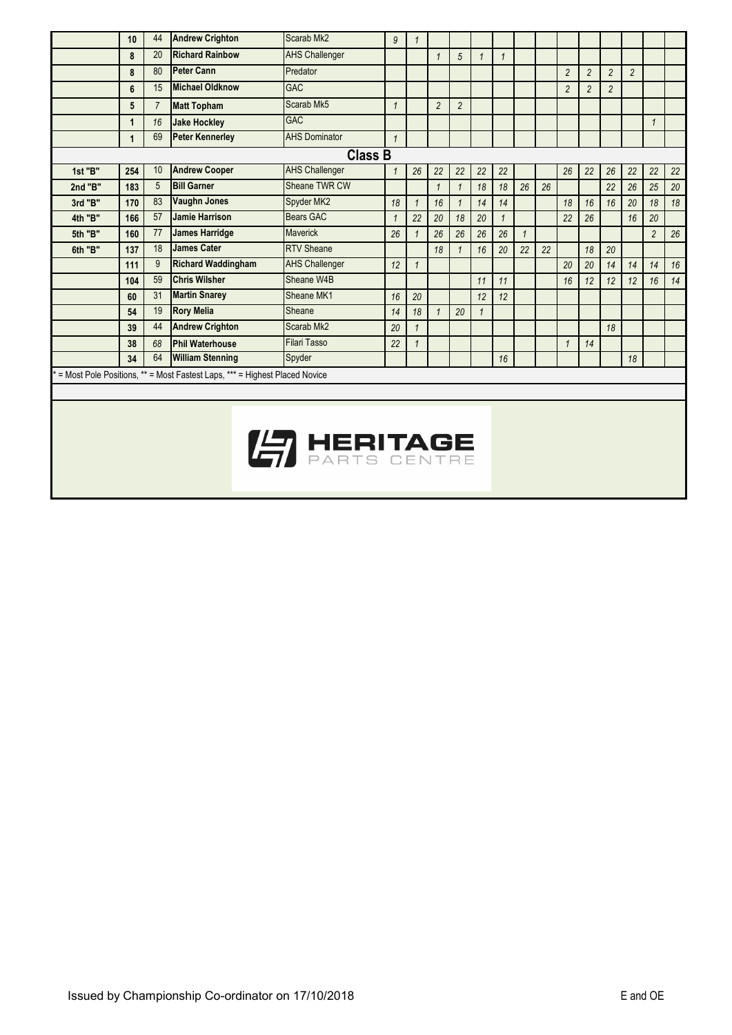| | | | | | | | | | | | | | | | | | | |
|---|---|---|---|---|---|---|---|---|---|---|---|---|---|---|---|---|---|---|
| | 10 | 44 | **Andrew Crighton** | Scarab Mk2 | 9 | 1 | | | | | | | | | | | | |
| | 8 | 20 | **Richard Rainbow** | AHS Challenger | | | 1 | 5 | 1 | 1 | | | | | | | | |
| | 8 | 80 | **Peter Cann** | Predator | | | | | | | | | 2 | 2 | 2 | 2 | | |
| | 6 | 15 | **Michael Oldknow** | GAC | | | | | | | | | 2 | 2 | 2 | | | |
| | 5 | 7 | **Matt Topham** | Scarab Mk5 | 1 | | 2 | 2 | | | | | | | | | | |
| | 1 | 16 | **Jake Hockley** | GAC | | | | | | | | | | | | | 1 | |
| | 1 | 69 | **Peter Kennerley** | AHS Dominator | 1 | | | | | | | | | | | | | |
| | | | | **Class B** | | | | | | | | | | | | | | |
| **1st "B"** | 254 | 10 | **Andrew Cooper** | AHS Challenger | 1 | 26 | 22 | 22 | 22 | 22 | | | 26 | 22 | 26 | 22 | 22 | 22 |
| **2nd "B"** | 183 | 5 | **Bill Garner** | Sheane TWR CW | | | 1 | 1 | 18 | 18 | 26 | 26 | | | 22 | 26 | 25 | 20 |
| **3rd "B"** | 170 | 83 | **Vaughn Jones** | Spyder MK2 | 18 | 1 | 16 | 1 | 14 | 14 | | | 18 | 16 | 16 | 20 | 18 | 18 |
| **4th "B"** | 166 | 57 | **Jamie Harrison** | Bears GAC | 1 | 22 | 20 | 18 | 20 | 1 | | | 22 | 26 | | 16 | 20 | |
| **5th "B"** | 160 | 77 | **James Harridge** | Maverick | 26 | 1 | 26 | 26 | 26 | 26 | 1 | | | | | | 2 | 26 |
| **6th "B"** | 137 | 18 | **James Cater** | RTV Sheane | | | 18 | 1 | 16 | 20 | 22 | 22 | | 18 | 20 | | | |
| | 111 | 9 | **Richard Waddingham** | AHS Challenger | 12 | 1 | | | | | | | 20 | 20 | 14 | 14 | 14 | 16 |
| | 104 | 59 | **Chris Wilsher** | Sheane W4B | | | | | 11 | 11 | | | 16 | 12 | 12 | 12 | 16 | 14 |
| | 60 | 31 | **Martin Snarey** | Sheane MK1 | 16 | 20 | | | 12 | 12 | | | | | | | | |
| | 54 | 19 | **Rory Melia** | Sheane | 14 | 18 | 1 | 20 | 1 | | | | | | | | | |
| | 39 | 44 | **Andrew Crighton** | Scarab Mk2 | 20 | 1 | | | | | | | | | 18 | | | |
| | 38 | 68 | **Phil Waterhouse** | Filari Tasso | 22 | 1 | | | | | | | 1 | 14 | | | | |
| | 34 | 64 | **William Stenning** | Spyder | | | | | | 16 | | | | | | 18 | | |

* = Most Pole Positions, ** = Most Fastest Laps, *** = Highest Placed Novice

HERITAGE PARTS CENTRE

Issued by Championship Co-ordinator on 17/10/2018 E and OE